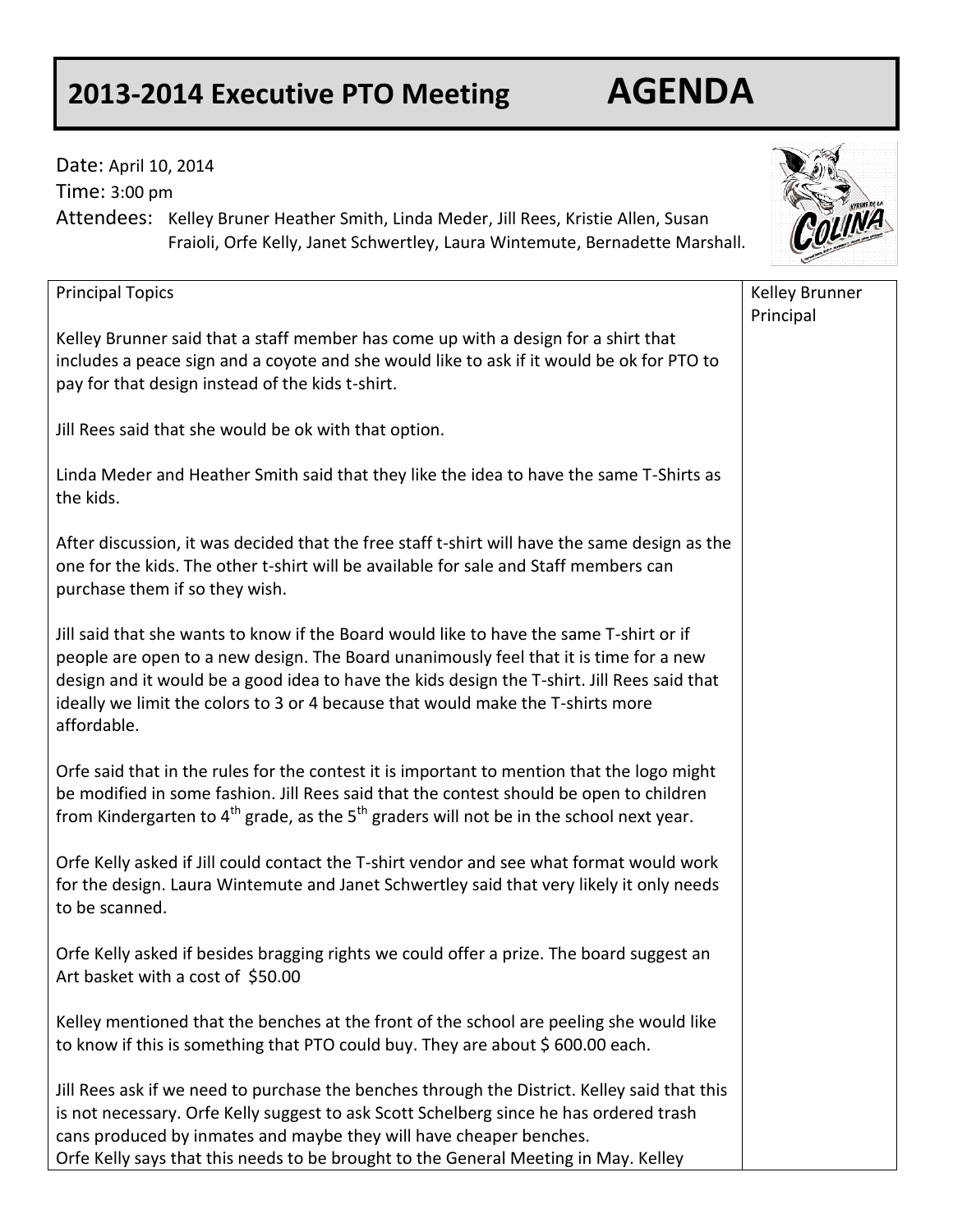# 2013-2014 Executive PTO Meeting AGENDA

Date: April 10, 2014

Time: 3:00 pm

Attendees: Kelley Bruner Heather Smith, Linda Meder, Jill Rees, Kristie Allen, Susan Fraioli, Orfe Kelly, Janet Schwertley, Laura Wintemute, Bernadette Marshall.

| Principal Topics | Kelley Brunner Principal |
|---|---|
| Kelley Brunner said that a staff member has come up with a design for a shirt that includes a peace sign and a coyote and she would like to ask if it would be ok for PTO to pay for that design instead of the kids t-shirt.<br><br>Jill Rees said that she would be ok with that option.<br><br>Linda Meder and Heather Smith said that they like the idea to have the same T-Shirts as the kids.<br><br>After discussion, it was decided that the free staff t-shirt will have the same design as the one for the kids. The other t-shirt will be available for sale and Staff members can purchase them if so they wish.<br><br>Jill said that she wants to know if the Board would like to have the same T-shirt or if people are open to a new design. The Board unanimously feel that it is time for a new design and it would be a good idea to have the kids design the T-shirt. Jill Rees said that ideally we limit the colors to 3 or 4 because that would make the T-shirts more affordable.<br><br>Orfe said that in the rules for the contest it is important to mention that the logo might be modified in some fashion. Jill Rees said that the contest should be open to children from Kindergarten to 4th grade, as the 5th graders will not be in the school next year.<br><br>Orfe Kelly asked if Jill could contact the T-shirt vendor and see what format would work for the design. Laura Wintemute and Janet Schwertley said that very likely it only needs to be scanned.<br><br>Orfe Kelly asked if besides bragging rights we could offer a prize. The board suggest an Art basket with a cost of $50.00<br><br>Kelley mentioned that the benches at the front of the school are peeling she would like to know if this is something that PTO could buy. They are about $ 600.00 each.<br><br>Jill Rees ask if we need to purchase the benches through the District. Kelley said that this is not necessary. Orfe Kelly suggest to ask Scott Schelberg since he has ordered trash cans produced by inmates and maybe they will have cheaper benches.<br>Orfe Kelly says that this needs to be brought to the General Meeting in May. Kelley | |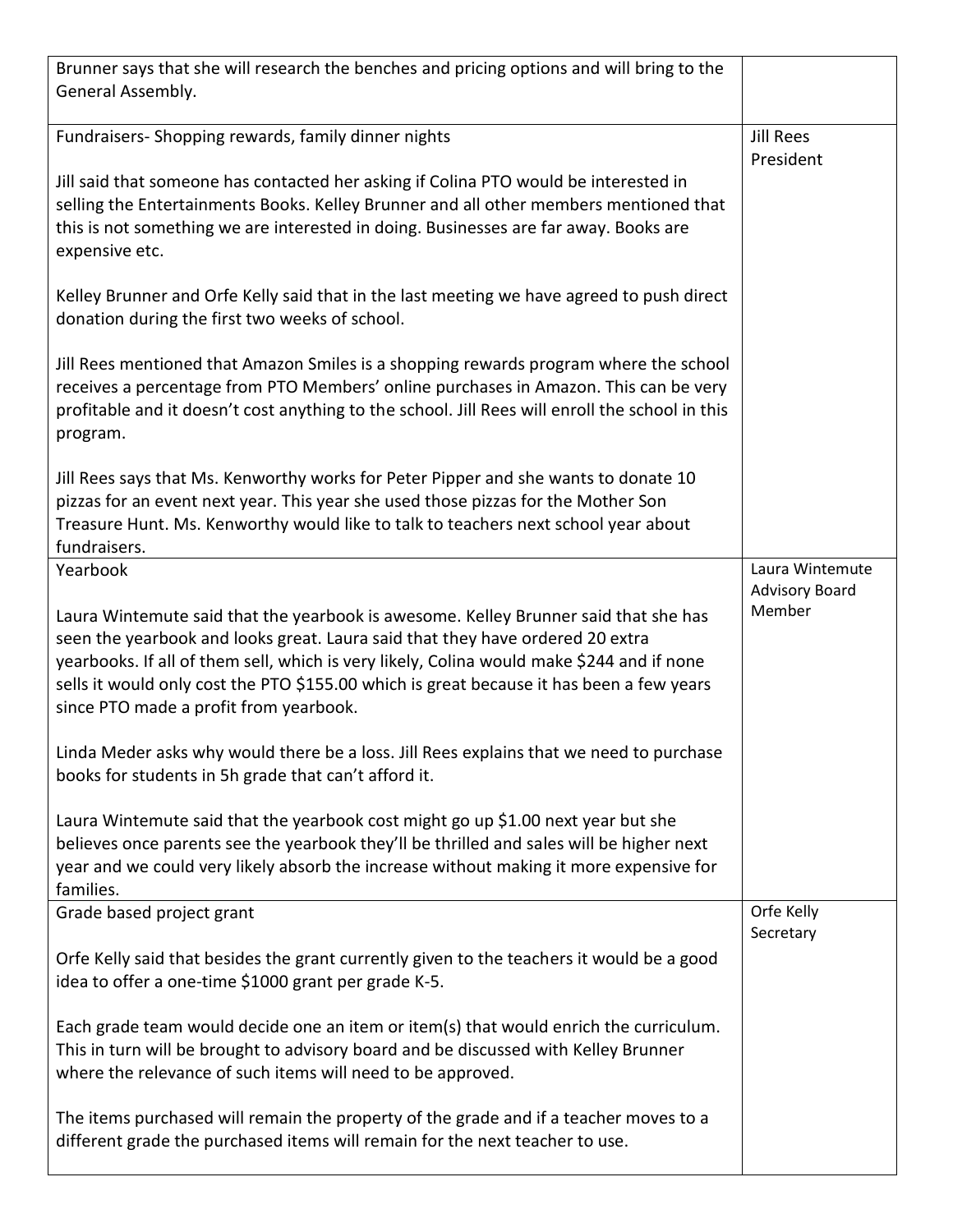| | |
|---|---|
| Brunner says that she will research the benches and pricing options and will bring to the General Assembly. | |
| Fundraisers- Shopping rewards, family dinner nights<br><br>Jill said that someone has contacted her asking if Colina PTO would be interested in selling the Entertainments Books. Kelley Brunner and all other members mentioned that this is not something we are interested in doing. Businesses are far away. Books are expensive etc.<br><br>Kelley Brunner and Orfe Kelly said that in the last meeting we have agreed to push direct donation during the first two weeks of school.<br><br>Jill Rees mentioned that Amazon Smiles is a shopping rewards program where the school receives a percentage from PTO Members' online purchases in Amazon. This can be very profitable and it doesn't cost anything to the school. Jill Rees will enroll the school in this program.<br><br>Jill Rees says that Ms. Kenworthy works for Peter Pipper and she wants to donate 10 pizzas for an event next year. This year she used those pizzas for the Mother Son Treasure Hunt. Ms. Kenworthy would like to talk to teachers next school year about fundraisers. | Jill Rees<br>President |
| Yearbook<br><br>Laura Wintemute said that the yearbook is awesome. Kelley Brunner said that she has seen the yearbook and looks great. Laura said that they have ordered 20 extra yearbooks. If all of them sell, which is very likely, Colina would make $244 and if none sells it would only cost the PTO $155.00 which is great because it has been a few years since PTO made a profit from yearbook.<br><br>Linda Meder asks why would there be a loss. Jill Rees explains that we need to purchase books for students in 5h grade that can't afford it.<br><br>Laura Wintemute said that the yearbook cost might go up $1.00 next year but she believes once parents see the yearbook they'll be thrilled and sales will be higher next year and we could very likely absorb the increase without making it more expensive for families. | Laura Wintemute<br>Advisory Board Member |
| Grade based project grant<br><br>Orfe Kelly said that besides the grant currently given to the teachers it would be a good idea to offer a one-time $1000 grant per grade K-5.<br><br>Each grade team would decide one an item or item(s) that would enrich the curriculum. This in turn will be brought to advisory board and be discussed with Kelley Brunner where the relevance of such items will need to be approved.<br><br>The items purchased will remain the property of the grade and if a teacher moves to a different grade the purchased items will remain for the next teacher to use. | Orfe Kelly<br>Secretary |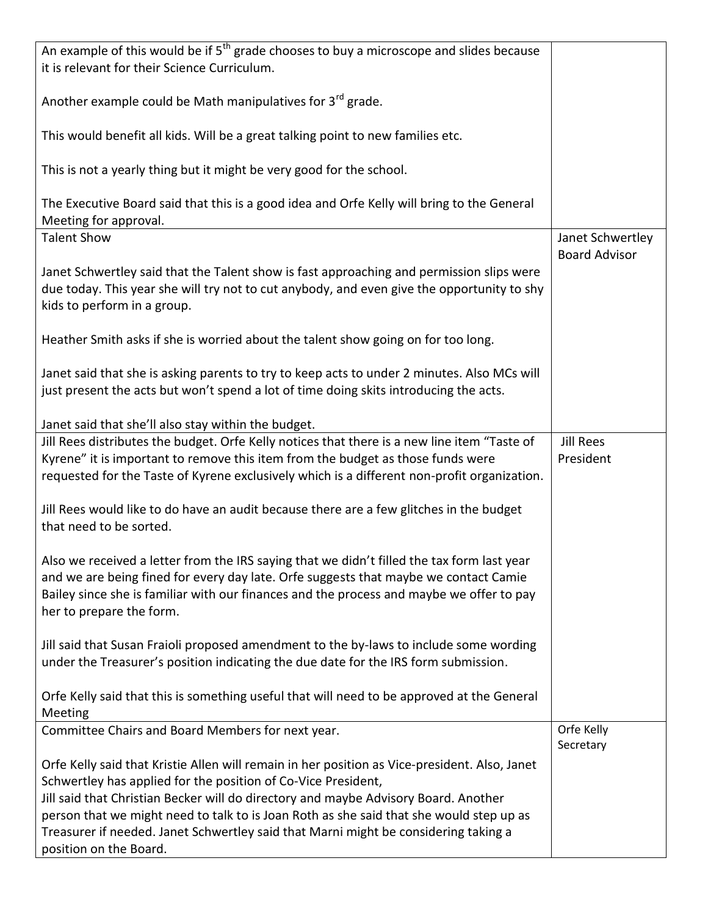| | |
|---|---|
| An example of this would be if 5th grade chooses to buy a microscope and slides because it is relevant for their Science Curriculum.<br><br>Another example could be Math manipulatives for 3rd grade.<br><br>This would benefit all kids. Will be a great talking point to new families etc.<br><br>This is not a yearly thing but it might be very good for the school.<br><br>The Executive Board said that this is a good idea and Orfe Kelly will bring to the General Meeting for approval. | |
| Talent Show<br><br>Janet Schwertley said that the Talent show is fast approaching and permission slips were due today. This year she will try not to cut anybody, and even give the opportunity to shy kids to perform in a group.<br><br>Heather Smith asks if she is worried about the talent show going on for too long.<br><br>Janet said that she is asking parents to try to keep acts to under 2 minutes. Also MCs will just present the acts but won't spend a lot of time doing skits introducing the acts.<br><br>Janet said that she'll also stay within the budget. | Janet Schwertley Board Advisor |
| Jill Rees distributes the budget. Orfe Kelly notices that there is a new line item "Taste of Kyrene" it is important to remove this item from the budget as those funds were requested for the Taste of Kyrene exclusively which is a different non-profit organization.<br><br>Jill Rees would like to do have an audit because there are a few glitches in the budget that need to be sorted.<br><br>Also we received a letter from the IRS saying that we didn't filled the tax form last year and we are being fined for every day late. Orfe suggests that maybe we contact Camie Bailey since she is familiar with our finances and the process and maybe we offer to pay her to prepare the form.<br><br>Jill said that Susan Fraioli proposed amendment to the by-laws to include some wording under the Treasurer's position indicating the due date for the IRS form submission.<br><br>Orfe Kelly said that this is something useful that will need to be approved at the General Meeting | Jill Rees President |
| Committee Chairs and Board Members for next year.<br><br>Orfe Kelly said that Kristie Allen will remain in her position as Vice-president. Also, Janet Schwertley has applied for the position of Co-Vice President,<br>Jill said that Christian Becker will do directory and maybe Advisory Board. Another person that we might need to talk to is Joan Roth as she said that she would step up as Treasurer if needed. Janet Schwertley said that Marni might be considering taking a position on the Board. | Orfe Kelly Secretary |